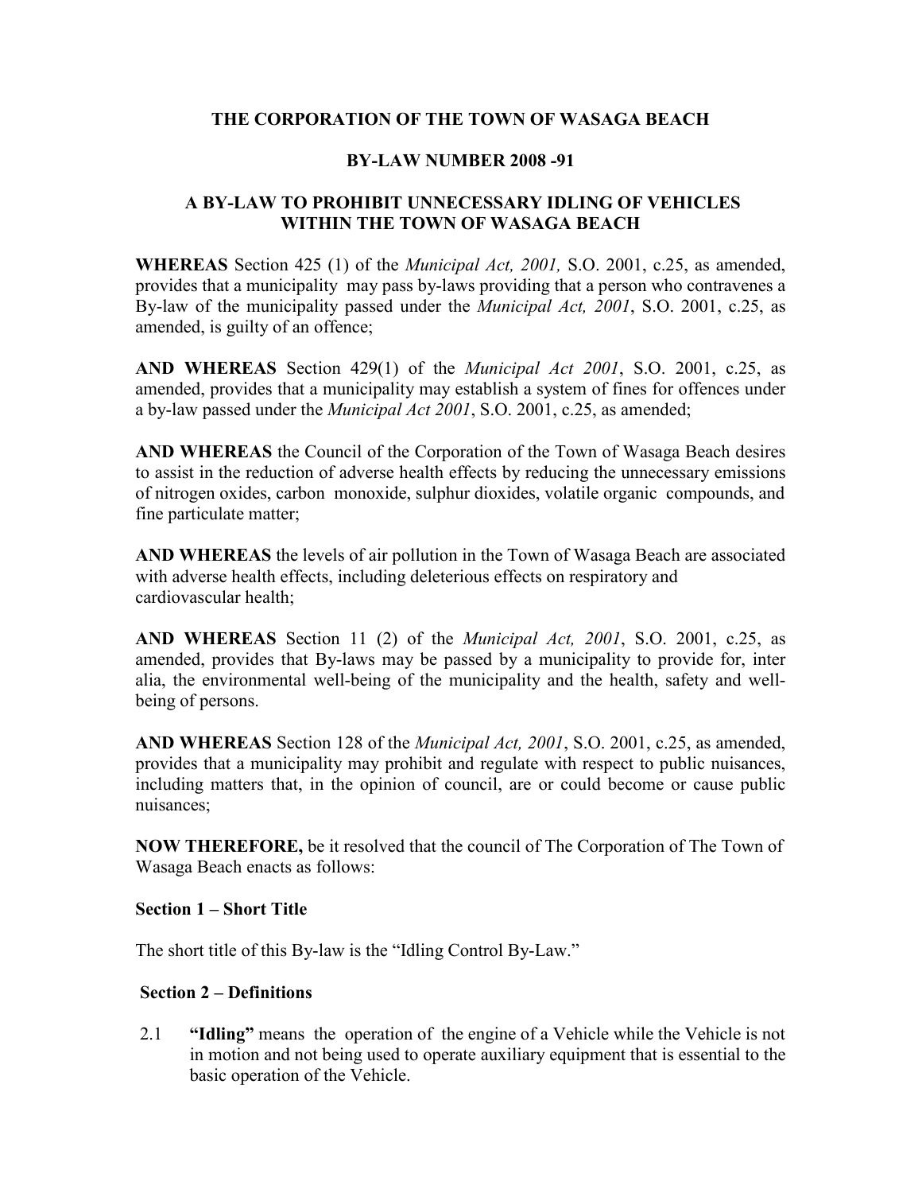**THE CORPORATION OF THE TOWN OF WASAGA BEACH**

**BY-LAW NUMBER 2008 -91**

**A BY-LAW TO PROHIBIT UNNECESSARY IDLING OF VEHICLES WITHIN THE TOWN OF WASAGA BEACH**

**WHEREAS** Section 425 (1) of the *Municipal Act, 2001,* S.O. 2001, c.25, as amended, provides that a municipality may pass by-laws providing that a person who contravenes a By-law of the municipality passed under the *Municipal Act, 2001*, S.O. 2001, c.25, as amended, is guilty of an offence;

**AND WHEREAS** Section 429(1) of the *Municipal Act 2001*, S.O. 2001, c.25, as amended, provides that a municipality may establish a system of fines for offences under a by-law passed under the *Municipal Act 2001*, S.O. 2001, c.25, as amended;

**AND WHEREAS** the Council of the Corporation of the Town of Wasaga Beach desires to assist in the reduction of adverse health effects by reducing the unnecessary emissions of nitrogen oxides, carbon monoxide, sulphur dioxides, volatile organic compounds, and fine particulate matter;

**AND WHEREAS** the levels of air pollution in the Town of Wasaga Beach are associated with adverse health effects, including deleterious effects on respiratory and cardiovascular health;

**AND WHEREAS** Section 11 (2) of the *Municipal Act, 2001*, S.O. 2001, c.25, as amended, provides that By-laws may be passed by a municipality to provide for, inter alia, the environmental well-being of the municipality and the health, safety and well-being of persons.

**AND WHEREAS** Section 128 of the *Municipal Act, 2001*, S.O. 2001, c.25, as amended, provides that a municipality may prohibit and regulate with respect to public nuisances, including matters that, in the opinion of council, are or could become or cause public nuisances;

**NOW THEREFORE,** be it resolved that the council of The Corporation of The Town of Wasaga Beach enacts as follows:

**Section 1 – Short Title**

The short title of this By-law is the "Idling Control By-Law."

**Section 2 – Definitions**

2.1 **"Idling"** means the operation of the engine of a Vehicle while the Vehicle is not in motion and not being used to operate auxiliary equipment that is essential to the basic operation of the Vehicle.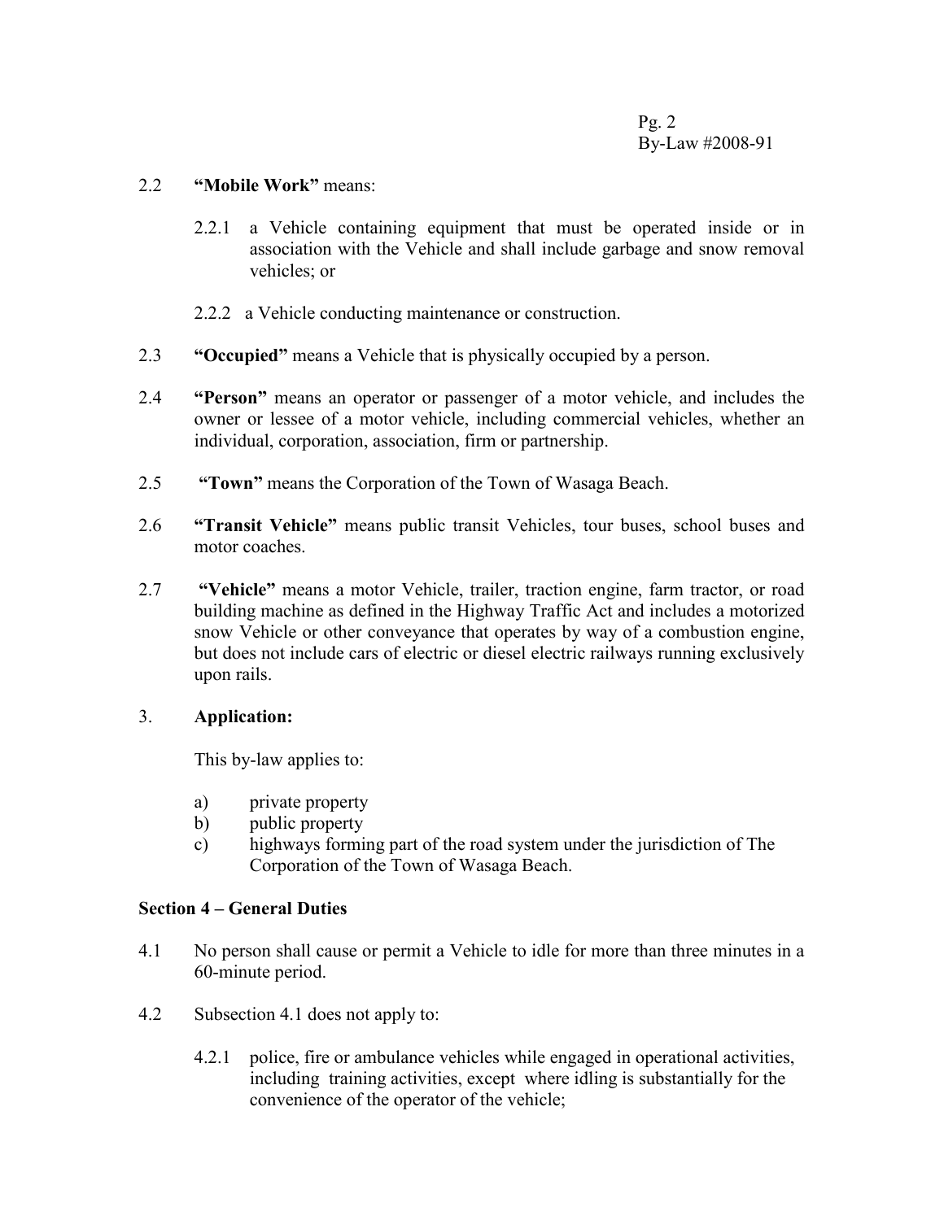2.2 **"Mobile Work"** means:

2.2.1 a Vehicle containing equipment that must be operated inside or in association with the Vehicle and shall include garbage and snow removal vehicles; or

2.2.2 a Vehicle conducting maintenance or construction.

2.3 **"Occupied"** means a Vehicle that is physically occupied by a person.

2.4 **"Person"** means an operator or passenger of a motor vehicle, and includes the owner or lessee of a motor vehicle, including commercial vehicles, whether an individual, corporation, association, firm or partnership.

2.5 **"Town"** means the Corporation of the Town of Wasaga Beach.

2.6 **"Transit Vehicle"** means public transit Vehicles, tour buses, school buses and motor coaches.

2.7 **"Vehicle"** means a motor Vehicle, trailer, traction engine, farm tractor, or road building machine as defined in the Highway Traffic Act and includes a motorized snow Vehicle or other conveyance that operates by way of a combustion engine, but does not include cars of electric or diesel electric railways running exclusively upon rails.

3. **Application:**

This by-law applies to:

a) private property
b) public property
c) highways forming part of the road system under the jurisdiction of The Corporation of the Town of Wasaga Beach.

**Section 4 – General Duties**

4.1 No person shall cause or permit a Vehicle to idle for more than three minutes in a 60-minute period.

4.2 Subsection 4.1 does not apply to:

4.2.1 police, fire or ambulance vehicles while engaged in operational activities, including training activities, except where idling is substantially for the convenience of the operator of the vehicle;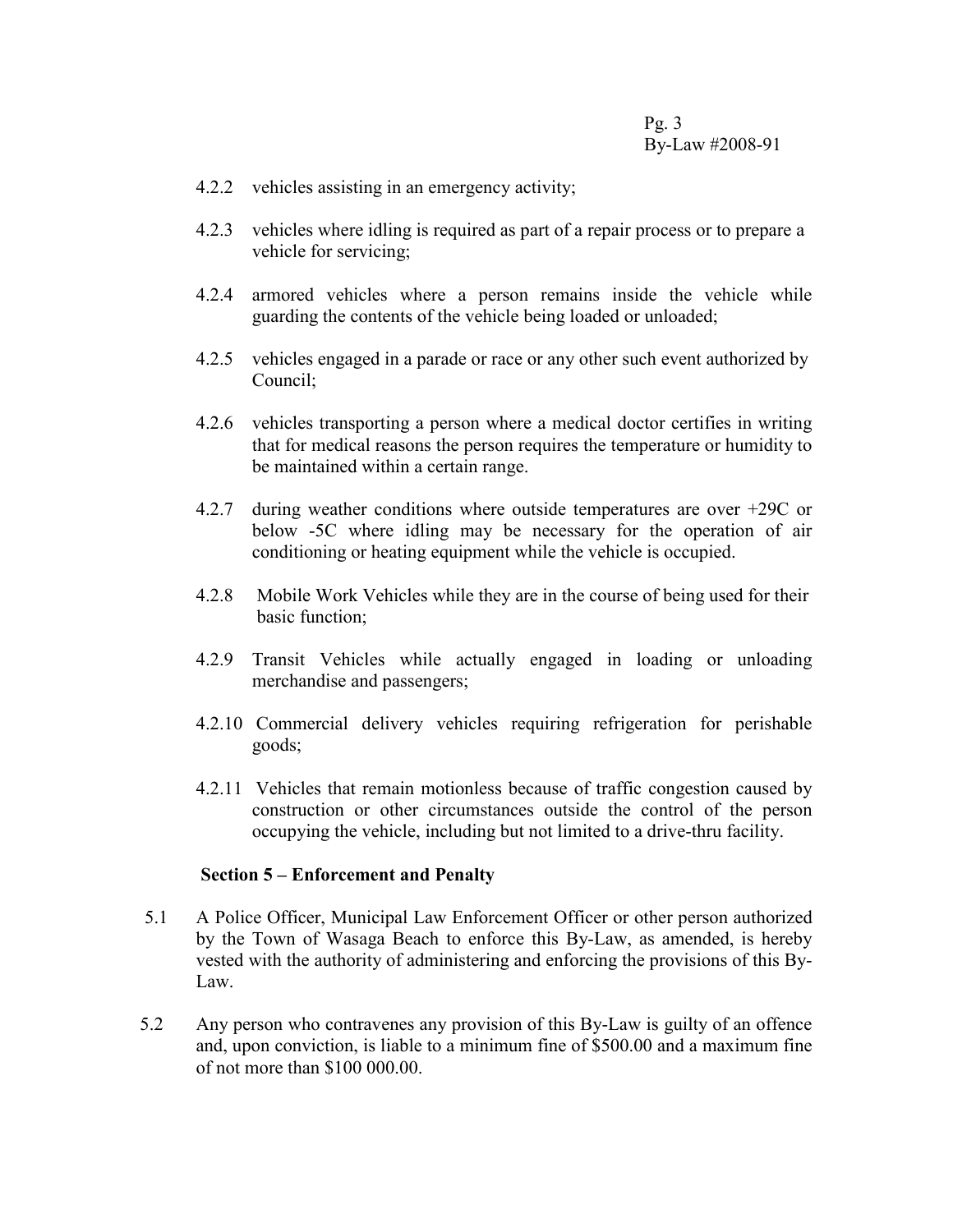4.2.2 vehicles assisting in an emergency activity;

4.2.3 vehicles where idling is required as part of a repair process or to prepare a vehicle for servicing;

4.2.4 armored vehicles where a person remains inside the vehicle while guarding the contents of the vehicle being loaded or unloaded;

4.2.5 vehicles engaged in a parade or race or any other such event authorized by Council;

4.2.6 vehicles transporting a person where a medical doctor certifies in writing that for medical reasons the person requires the temperature or humidity to be maintained within a certain range.

4.2.7 during weather conditions where outside temperatures are over +29C or below -5C where idling may be necessary for the operation of air conditioning or heating equipment while the vehicle is occupied.

4.2.8 Mobile Work Vehicles while they are in the course of being used for their basic function;

4.2.9 Transit Vehicles while actually engaged in loading or unloading merchandise and passengers;

4.2.10 Commercial delivery vehicles requiring refrigeration for perishable goods;

4.2.11 Vehicles that remain motionless because of traffic congestion caused by construction or other circumstances outside the control of the person occupying the vehicle, including but not limited to a drive-thru facility.

## Section 5 – Enforcement and Penalty

5.1 A Police Officer, Municipal Law Enforcement Officer or other person authorized by the Town of Wasaga Beach to enforce this By-Law, as amended, is hereby vested with the authority of administering and enforcing the provisions of this By-Law.

5.2 Any person who contravenes any provision of this By-Law is guilty of an offence and, upon conviction, is liable to a minimum fine of $500.00 and a maximum fine of not more than $100 000.00.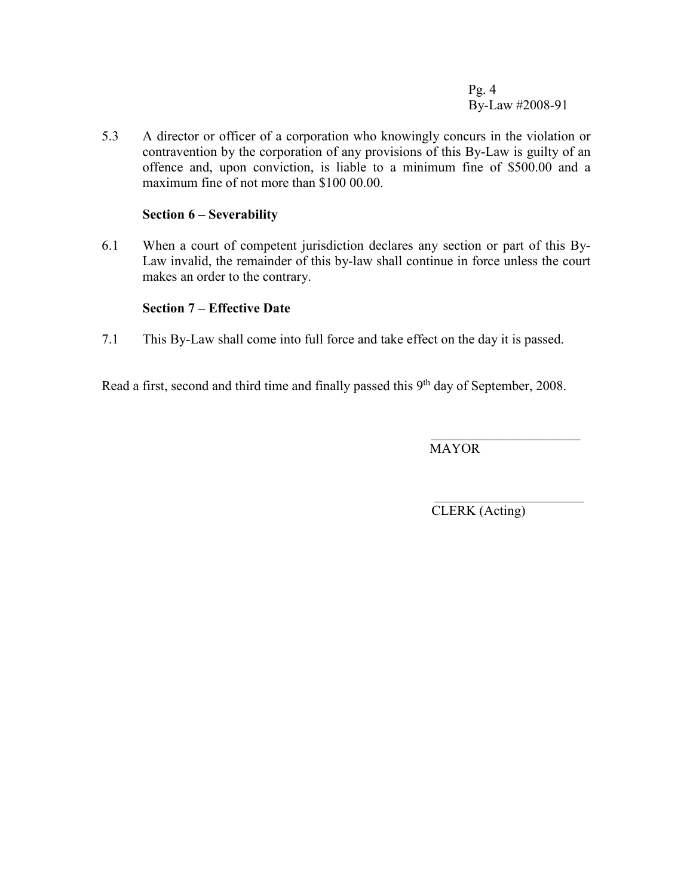5.3 A director or officer of a corporation who knowingly concurs in the violation or contravention by the corporation of any provisions of this By-Law is guilty of an offence and, upon conviction, is liable to a minimum fine of $500.00 and a maximum fine of not more than $100 00.00.

**Section 6 – Severability**

6.1 When a court of competent jurisdiction declares any section or part of this By-Law invalid, the remainder of this by-law shall continue in force unless the court makes an order to the contrary.

**Section 7 – Effective Date**

7.1 This By-Law shall come into full force and take effect on the day it is passed.

Read a first, second and third time and finally passed this 9th day of September, 2008.

\_\_\_\_\_\_\_\_\_\_\_\_\_\_\_\_\_\_\_\_\_\_
MAYOR

\_\_\_\_\_\_\_\_\_\_\_\_\_\_\_\_\_\_\_\_\_\_
CLERK (Acting)